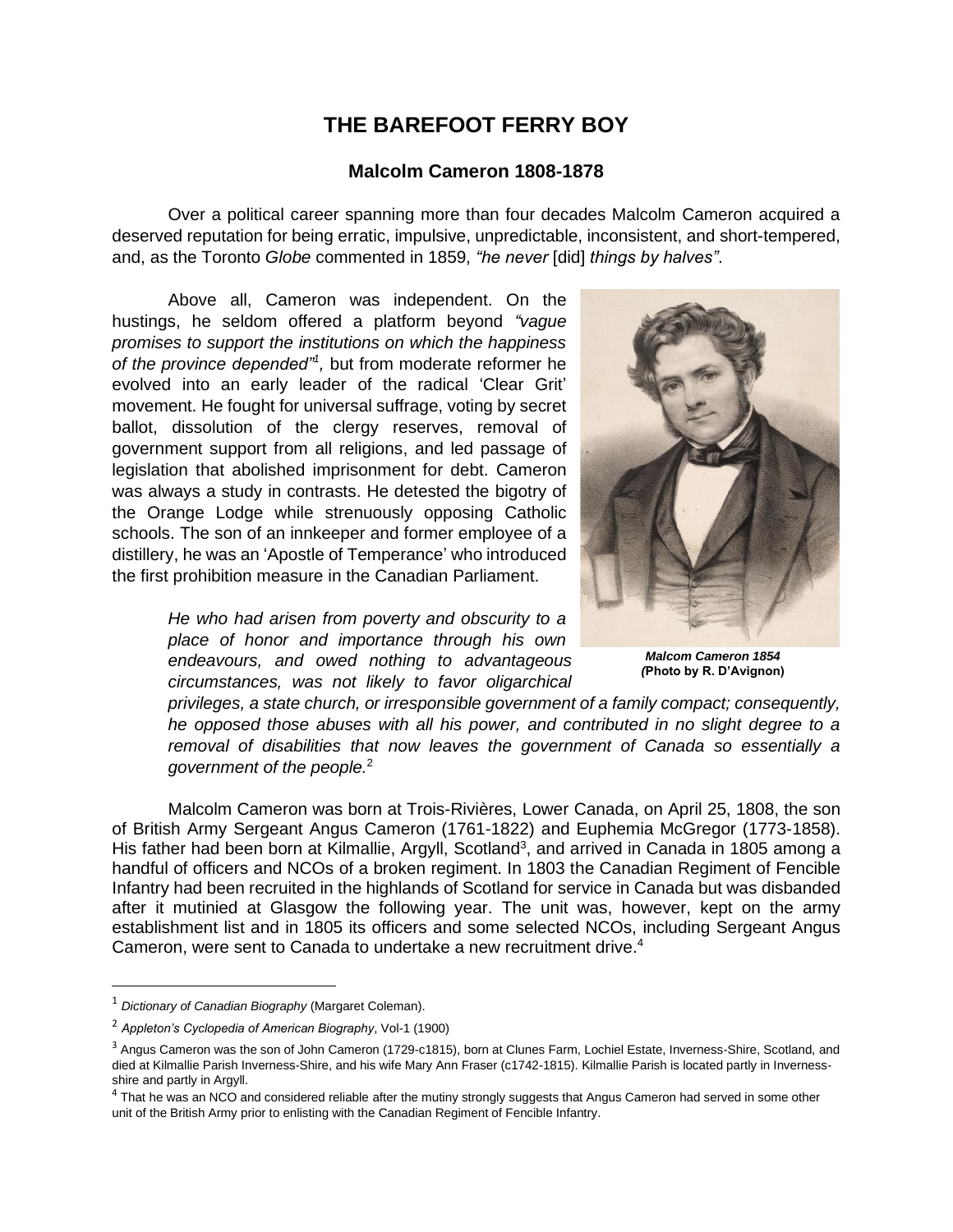# THE BAREFOOT FERRY BOY

## Malcolm Cameron 1808-1878

Over a political career spanning more than four decades Malcolm Cameron acquired a deserved reputation for being erratic, impulsive, unpredictable, inconsistent, and short-tempered, and, as the Toronto *Globe* commented in 1859, *"he never* [did] *things by halves"*.

Above all, Cameron was independent. On the hustings, he seldom offered a platform beyond *"vague promises to support the institutions on which the happiness of the province depended"*[1], but from moderate reformer he evolved into an early leader of the radical 'Clear Grit' movement. He fought for universal suffrage, voting by secret ballot, dissolution of the clergy reserves, removal of government support from all religions, and led passage of legislation that abolished imprisonment for debt. Cameron was always a study in contrasts. He detested the bigotry of the Orange Lodge while strenuously opposing Catholic schools. The son of an innkeeper and former employee of a distillery, he was an 'Apostle of Temperance' who introduced the first prohibition measure in the Canadian Parliament.

***Malcom Cameron 1854***
***(Photo by R. D'Avignon)***

> *He who had arisen from poverty and obscurity to a place of honor and importance through his own endeavours, and owed nothing to advantageous circumstances, was not likely to favor oligarchical privileges, a state church, or irresponsible government of a family compact; consequently, he opposed those abuses with all his power, and contributed in no slight degree to a removal of disabilities that now leaves the government of Canada so essentially a government of the people.*[2]

Malcolm Cameron was born at Trois-Rivières, Lower Canada, on April 25, 1808, the son of British Army Sergeant Angus Cameron (1761-1822) and Euphemia McGregor (1773-1858). His father had been born at Kilmallie, Argyll, Scotland[3], and arrived in Canada in 1805 among a handful of officers and NCOs of a broken regiment. In 1803 the Canadian Regiment of Fencible Infantry had been recruited in the highlands of Scotland for service in Canada but was disbanded after it mutinied at Glasgow the following year. The unit was, however, kept on the army establishment list and in 1805 its officers and some selected NCOs, including Sergeant Angus Cameron, were sent to Canada to undertake a new recruitment drive.[4]

---

[1] *Dictionary of Canadian Biography* (Margaret Coleman).

[2] *Appleton's Cyclopedia of American Biography*, Vol-1 (1900)

[3] Angus Cameron was the son of John Cameron (1729-c1815), born at Clunes Farm, Lochiel Estate, Inverness-Shire, Scotland, and died at Kilmallie Parish Inverness-Shire, and his wife Mary Ann Fraser (c1742-1815). Kilmallie Parish is located partly in Inverness-shire and partly in Argyll.

[4] That he was an NCO and considered reliable after the mutiny strongly suggests that Angus Cameron had served in some other unit of the British Army prior to enlisting with the Canadian Regiment of Fencible Infantry.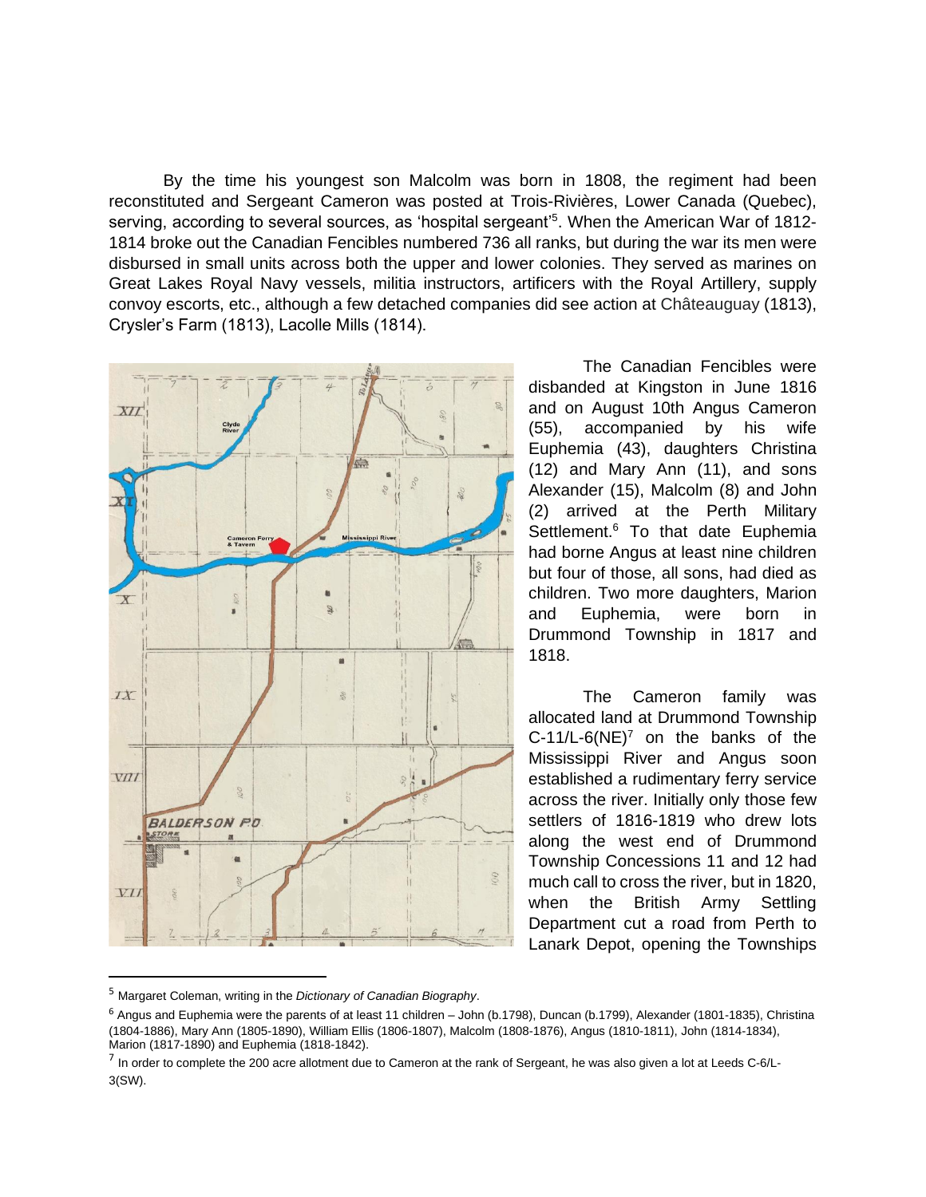By the time his youngest son Malcolm was born in 1808, the regiment had been reconstituted and Sergeant Cameron was posted at Trois-Rivières, Lower Canada (Quebec), serving, according to several sources, as 'hospital sergeant'[5]. When the American War of 1812-1814 broke out the Canadian Fencibles numbered 736 all ranks, but during the war its men were disbursed in small units across both the upper and lower colonies. They served as marines on Great Lakes Royal Navy vessels, militia instructors, artificers with the Royal Artillery, supply convoy escorts, etc., although a few detached companies did see action at Châteauguay (1813), Crysler's Farm (1813), Lacolle Mills (1814).

The Canadian Fencibles were disbanded at Kingston in June 1816 and on August 10th Angus Cameron (55), accompanied by his wife Euphemia (43), daughters Christina (12) and Mary Ann (11), and sons Alexander (15), Malcolm (8) and John (2) arrived at the Perth Military Settlement.[6] To that date Euphemia had borne Angus at least nine children but four of those, all sons, had died as children. Two more daughters, Marion and Euphemia, were born in Drummond Township in 1817 and 1818.

The Cameron family was allocated land at Drummond Township C-11/L-6(NE)[7] on the banks of the Mississippi River and Angus soon established a rudimentary ferry service across the river. Initially only those few settlers of 1816-1819 who drew lots along the west end of Drummond Township Concessions 11 and 12 had much call to cross the river, but in 1820, when the British Army Settling Department cut a road from Perth to Lanark Depot, opening the Townships

---

[5] Margaret Coleman, writing in the *Dictionary of Canadian Biography*.

[6] Angus and Euphemia were the parents of at least 11 children – John (b.1798), Duncan (b.1799), Alexander (1801-1835), Christina (1804-1886), Mary Ann (1805-1890), William Ellis (1806-1807), Malcolm (1808-1876), Angus (1810-1811), John (1814-1834), Marion (1817-1890) and Euphemia (1818-1842).

[7] In order to complete the 200 acre allotment due to Cameron at the rank of Sergeant, he was also given a lot at Leeds C-6/L-3(SW).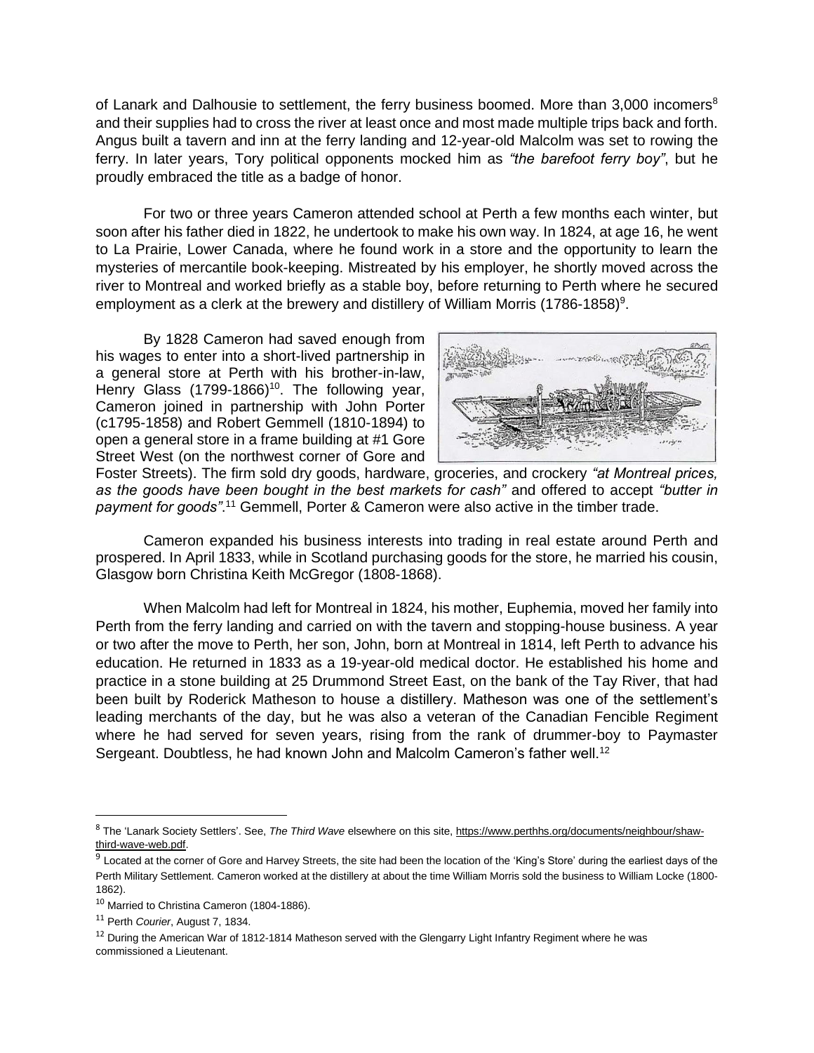of Lanark and Dalhousie to settlement, the ferry business boomed. More than 3,000 incomers[8] and their supplies had to cross the river at least once and most made multiple trips back and forth. Angus built a tavern and inn at the ferry landing and 12-year-old Malcolm was set to rowing the ferry. In later years, Tory political opponents mocked him as *"the barefoot ferry boy"*, but he proudly embraced the title as a badge of honor.

For two or three years Cameron attended school at Perth a few months each winter, but soon after his father died in 1822, he undertook to make his own way. In 1824, at age 16, he went to La Prairie, Lower Canada, where he found work in a store and the opportunity to learn the mysteries of mercantile book-keeping. Mistreated by his employer, he shortly moved across the river to Montreal and worked briefly as a stable boy, before returning to Perth where he secured employment as a clerk at the brewery and distillery of William Morris (1786-1858)[9].

By 1828 Cameron had saved enough from his wages to enter into a short-lived partnership in a general store at Perth with his brother-in-law, Henry Glass (1799-1866)[10]. The following year, Cameron joined in partnership with John Porter (c1795-1858) and Robert Gemmell (1810-1894) to open a general store in a frame building at #1 Gore Street West (on the northwest corner of Gore and Foster Streets). The firm sold dry goods, hardware, groceries, and crockery *"at Montreal prices, as the goods have been bought in the best markets for cash"* and offered to accept *"butter in payment for goods"*.[11] Gemmell, Porter & Cameron were also active in the timber trade.

Cameron expanded his business interests into trading in real estate around Perth and prospered. In April 1833, while in Scotland purchasing goods for the store, he married his cousin, Glasgow born Christina Keith McGregor (1808-1868).

When Malcolm had left for Montreal in 1824, his mother, Euphemia, moved her family into Perth from the ferry landing and carried on with the tavern and stopping-house business. A year or two after the move to Perth, her son, John, born at Montreal in 1814, left Perth to advance his education. He returned in 1833 as a 19-year-old medical doctor. He established his home and practice in a stone building at 25 Drummond Street East, on the bank of the Tay River, that had been built by Roderick Matheson to house a distillery. Matheson was one of the settlement's leading merchants of the day, but he was also a veteran of the Canadian Fencible Regiment where he had served for seven years, rising from the rank of drummer-boy to Paymaster Sergeant. Doubtless, he had known John and Malcolm Cameron's father well.[12]

---

[8] The 'Lanark Society Settlers'. See, *The Third Wave* elsewhere on this site, https://www.perthhs.org/documents/neighbour/shaw-third-wave-web.pdf.

[9] Located at the corner of Gore and Harvey Streets, the site had been the location of the 'King's Store' during the earliest days of the Perth Military Settlement. Cameron worked at the distillery at about the time William Morris sold the business to William Locke (1800-1862).

[10] Married to Christina Cameron (1804-1886).

[11] Perth *Courier*, August 7, 1834.

[12] During the American War of 1812-1814 Matheson served with the Glengarry Light Infantry Regiment where he was commissioned a Lieutenant.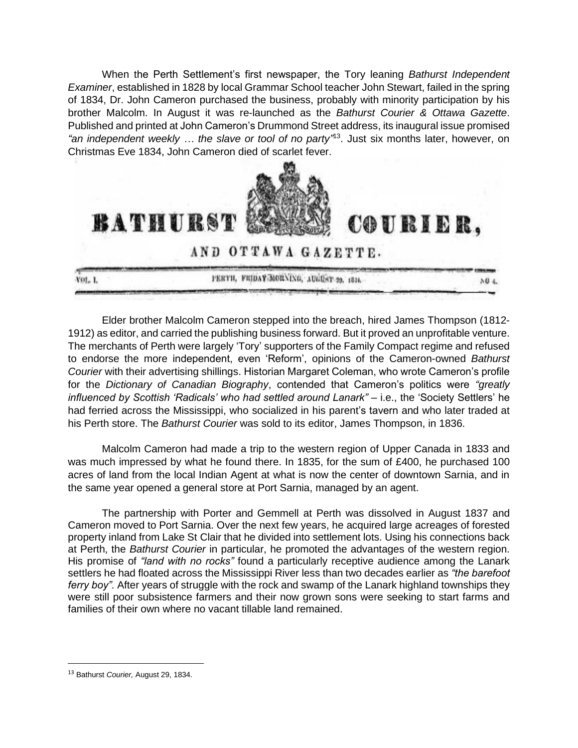When the Perth Settlement's first newspaper, the Tory leaning *Bathurst Independent Examiner*, established in 1828 by local Grammar School teacher John Stewart, failed in the spring of 1834, Dr. John Cameron purchased the business, probably with minority participation by his brother Malcolm. In August it was re-launched as the *Bathurst Courier & Ottawa Gazette*. Published and printed at John Cameron's Drummond Street address, its inaugural issue promised *"an independent weekly … the slave or tool of no party"*[13]. Just six months later, however, on Christmas Eve 1834, John Cameron died of scarlet fever.

BATHURST COURIER, AND OTTAWA GAZETTE.

VOL. I. PERTH, FRIDAY MORNING, AUGUST 29, 1834. NO 4.

Elder brother Malcolm Cameron stepped into the breach, hired James Thompson (1812-1912) as editor, and carried the publishing business forward. But it proved an unprofitable venture. The merchants of Perth were largely 'Tory' supporters of the Family Compact regime and refused to endorse the more independent, even 'Reform', opinions of the Cameron-owned *Bathurst Courier* with their advertising shillings. Historian Margaret Coleman, who wrote Cameron's profile for the *Dictionary of Canadian Biography*, contended that Cameron's politics were *"greatly influenced by Scottish 'Radicals' who had settled around Lanark"* – i.e., the 'Society Settlers' he had ferried across the Mississippi, who socialized in his parent's tavern and who later traded at his Perth store. The *Bathurst Courier* was sold to its editor, James Thompson, in 1836.

Malcolm Cameron had made a trip to the western region of Upper Canada in 1833 and was much impressed by what he found there. In 1835, for the sum of £400, he purchased 100 acres of land from the local Indian Agent at what is now the center of downtown Sarnia, and in the same year opened a general store at Port Sarnia, managed by an agent.

The partnership with Porter and Gemmell at Perth was dissolved in August 1837 and Cameron moved to Port Sarnia. Over the next few years, he acquired large acreages of forested property inland from Lake St Clair that he divided into settlement lots. Using his connections back at Perth, the *Bathurst Courier* in particular, he promoted the advantages of the western region. His promise of *"land with no rocks"* found a particularly receptive audience among the Lanark settlers he had floated across the Mississippi River less than two decades earlier as *"the barefoot ferry boy"*. After years of struggle with the rock and swamp of the Lanark highland townships they were still poor subsistence farmers and their now grown sons were seeking to start farms and families of their own where no vacant tillable land remained.

---

[13] Bathurst *Courier,* August 29, 1834.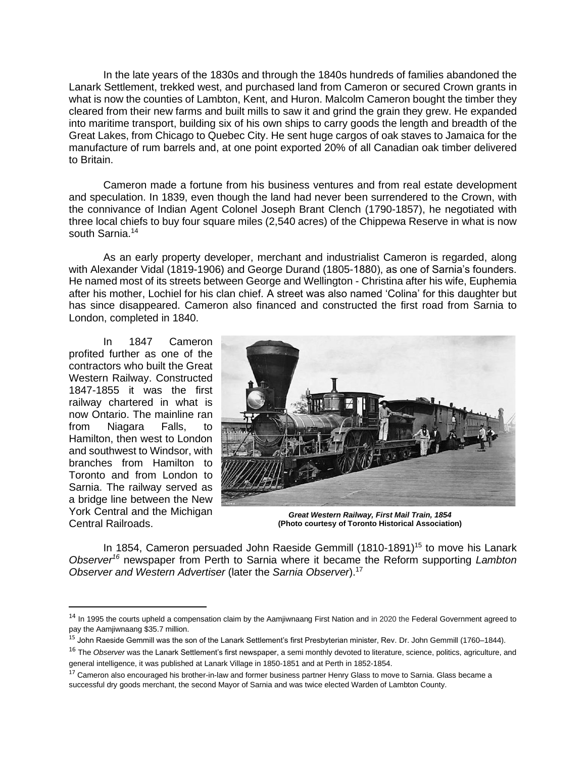In the late years of the 1830s and through the 1840s hundreds of families abandoned the Lanark Settlement, trekked west, and purchased land from Cameron or secured Crown grants in what is now the counties of Lambton, Kent, and Huron. Malcolm Cameron bought the timber they cleared from their new farms and built mills to saw it and grind the grain they grew. He expanded into maritime transport, building six of his own ships to carry goods the length and breadth of the Great Lakes, from Chicago to Quebec City. He sent huge cargos of oak staves to Jamaica for the manufacture of rum barrels and, at one point exported 20% of all Canadian oak timber delivered to Britain.

Cameron made a fortune from his business ventures and from real estate development and speculation. In 1839, even though the land had never been surrendered to the Crown, with the connivance of Indian Agent Colonel Joseph Brant Clench (1790-1857), he negotiated with three local chiefs to buy four square miles (2,540 acres) of the Chippewa Reserve in what is now south Sarnia.[14]

As an early property developer, merchant and industrialist Cameron is regarded, along with Alexander Vidal (1819-1906) and George Durand (1805-1880), as one of Sarnia's founders. He named most of its streets between George and Wellington - Christina after his wife, Euphemia after his mother, Lochiel for his clan chief. A street was also named 'Colina' for this daughter but has since disappeared. Cameron also financed and constructed the first road from Sarnia to London, completed in 1840.

In 1847 Cameron profited further as one of the contractors who built the Great Western Railway. Constructed 1847-1855 it was the first railway chartered in what is now Ontario. The mainline ran from Niagara Falls, to Hamilton, then west to London and southwest to Windsor, with branches from Hamilton to Toronto and from London to Sarnia. The railway served as a bridge line between the New York Central and the Michigan Central Railroads.

***Great Western Railway, First Mail Train, 1854***
**(Photo courtesy of Toronto Historical Association)**

In 1854, Cameron persuaded John Raeside Gemmill (1810-1891)[15] to move his Lanark *Observer*[16] newspaper from Perth to Sarnia where it became the Reform supporting *Lambton Observer and Western Advertiser* (later the *Sarnia Observer*).[17]

---

[14] In 1995 the courts upheld a compensation claim by the Aamjiwnaang First Nation and in 2020 the Federal Government agreed to pay the Aamjiwnaang $35.7 million.

[15] John Raeside Gemmill was the son of the Lanark Settlement's first Presbyterian minister, Rev. Dr. John Gemmill (1760–1844).

[16] The *Observer* was the Lanark Settlement's first newspaper, a semi monthly devoted to literature, science, politics, agriculture, and general intelligence, it was published at Lanark Village in 1850-1851 and at Perth in 1852-1854.

[17] Cameron also encouraged his brother-in-law and former business partner Henry Glass to move to Sarnia. Glass became a successful dry goods merchant, the second Mayor of Sarnia and was twice elected Warden of Lambton County.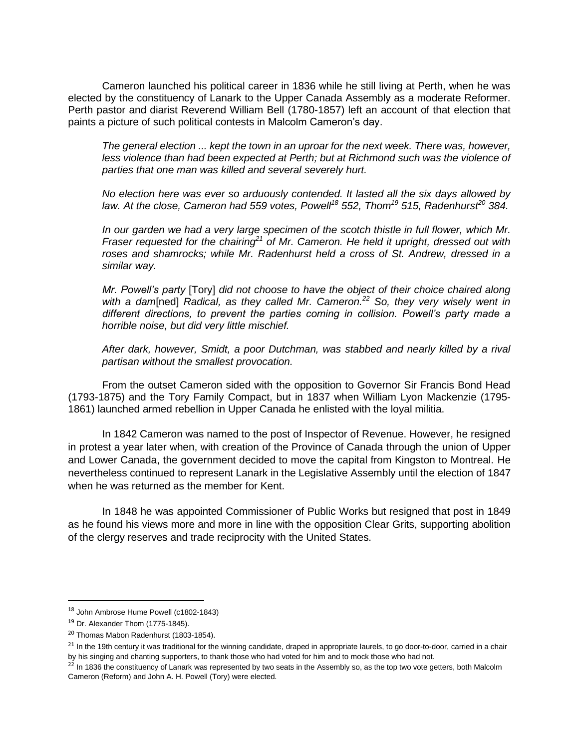Cameron launched his political career in 1836 while he still living at Perth, when he was elected by the constituency of Lanark to the Upper Canada Assembly as a moderate Reformer. Perth pastor and diarist Reverend William Bell (1780-1857) left an account of that election that paints a picture of such political contests in Malcolm Cameron's day.

> *The general election ... kept the town in an uproar for the next week. There was, however, less violence than had been expected at Perth; but at Richmond such was the violence of parties that one man was killed and several severely hurt.*
>
> *No election here was ever so arduously contended. It lasted all the six days allowed by law. At the close, Cameron had 559 votes, Powell[18] 552, Thom[19] 515, Radenhurst[20] 384.*
>
> *In our garden we had a very large specimen of the scotch thistle in full flower, which Mr. Fraser requested for the chairing[21] of Mr. Cameron. He held it upright, dressed out with roses and shamrocks; while Mr. Radenhurst held a cross of St. Andrew, dressed in a similar way.*
>
> *Mr. Powell's party* [Tory] *did not choose to have the object of their choice chaired along with a dam*[ned] *Radical, as they called Mr. Cameron.[22] So, they very wisely went in different directions, to prevent the parties coming in collision. Powell's party made a horrible noise, but did very little mischief.*
>
> *After dark, however, Smidt, a poor Dutchman, was stabbed and nearly killed by a rival partisan without the smallest provocation.*

From the outset Cameron sided with the opposition to Governor Sir Francis Bond Head (1793-1875) and the Tory Family Compact, but in 1837 when William Lyon Mackenzie (1795-1861) launched armed rebellion in Upper Canada he enlisted with the loyal militia.

In 1842 Cameron was named to the post of Inspector of Revenue. However, he resigned in protest a year later when, with creation of the Province of Canada through the union of Upper and Lower Canada, the government decided to move the capital from Kingston to Montreal. He nevertheless continued to represent Lanark in the Legislative Assembly until the election of 1847 when he was returned as the member for Kent.

In 1848 he was appointed Commissioner of Public Works but resigned that post in 1849 as he found his views more and more in line with the opposition Clear Grits, supporting abolition of the clergy reserves and trade reciprocity with the United States.

---

[18] John Ambrose Hume Powell (c1802-1843)

[19] Dr. Alexander Thom (1775-1845).

[20] Thomas Mabon Radenhurst (1803-1854).

[21] In the 19th century it was traditional for the winning candidate, draped in appropriate laurels, to go door-to-door, carried in a chair by his singing and chanting supporters, to thank those who had voted for him and to mock those who had not.

[22] In 1836 the constituency of Lanark was represented by two seats in the Assembly so, as the top two vote getters, both Malcolm Cameron (Reform) and John A. H. Powell (Tory) were elected.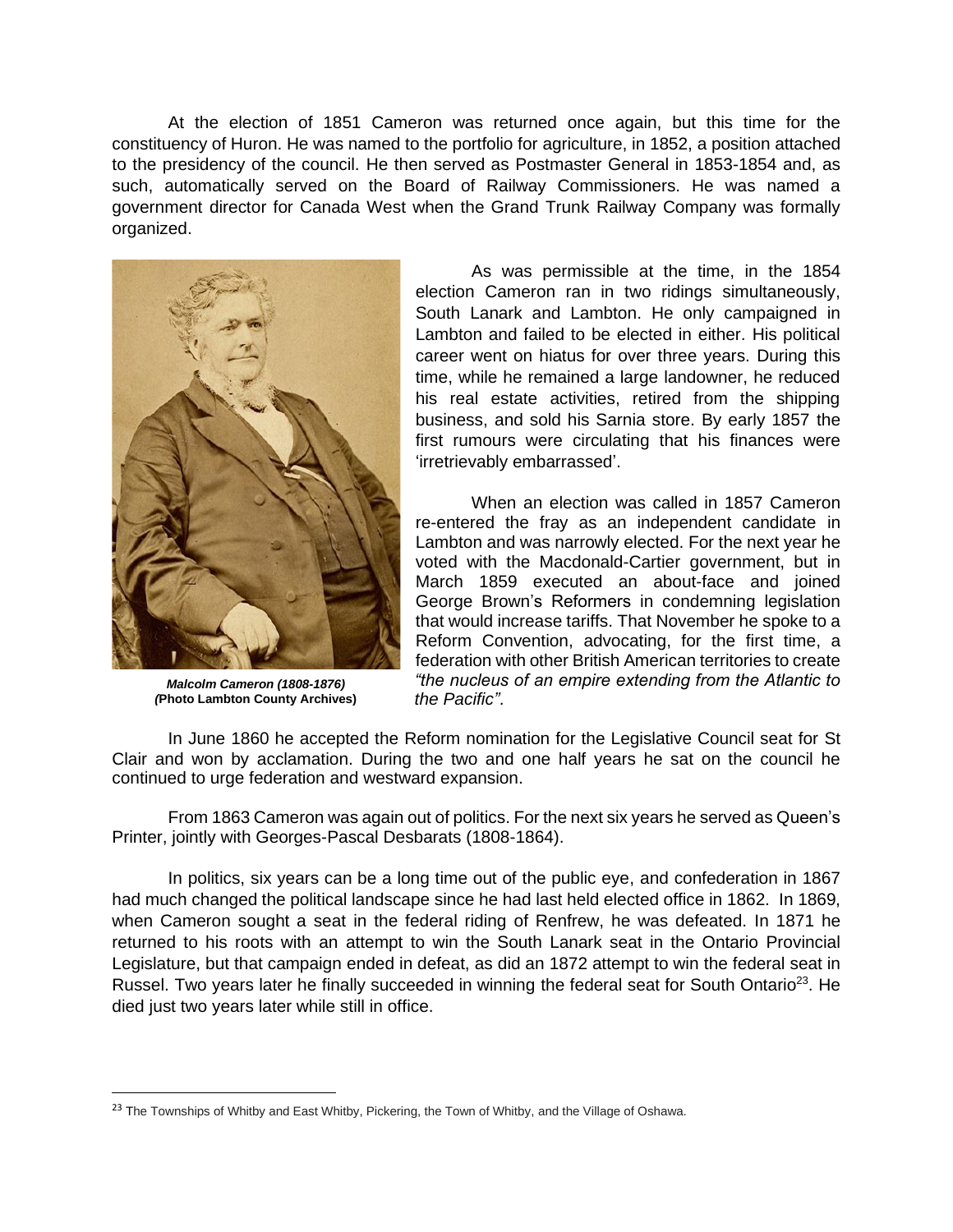At the election of 1851 Cameron was returned once again, but this time for the constituency of Huron. He was named to the portfolio for agriculture, in 1852, a position attached to the presidency of the council. He then served as Postmaster General in 1853-1854 and, as such, automatically served on the Board of Railway Commissioners. He was named a government director for Canada West when the Grand Trunk Railway Company was formally organized.

***Malcolm Cameron (1808-1876)***
***(*Photo Lambton County Archives)**

As was permissible at the time, in the 1854 election Cameron ran in two ridings simultaneously, South Lanark and Lambton. He only campaigned in Lambton and failed to be elected in either. His political career went on hiatus for over three years. During this time, while he remained a large landowner, he reduced his real estate activities, retired from the shipping business, and sold his Sarnia store. By early 1857 the first rumours were circulating that his finances were 'irretrievably embarrassed'.

When an election was called in 1857 Cameron re-entered the fray as an independent candidate in Lambton and was narrowly elected. For the next year he voted with the Macdonald-Cartier government, but in March 1859 executed an about-face and joined George Brown's Reformers in condemning legislation that would increase tariffs. That November he spoke to a Reform Convention, advocating, for the first time, a federation with other British American territories to create *"the nucleus of an empire extending from the Atlantic to the Pacific"*.

In June 1860 he accepted the Reform nomination for the Legislative Council seat for St Clair and won by acclamation. During the two and one half years he sat on the council he continued to urge federation and westward expansion.

From 1863 Cameron was again out of politics. For the next six years he served as Queen's Printer, jointly with Georges-Pascal Desbarats (1808-1864).

In politics, six years can be a long time out of the public eye, and confederation in 1867 had much changed the political landscape since he had last held elected office in 1862. In 1869, when Cameron sought a seat in the federal riding of Renfrew, he was defeated. In 1871 he returned to his roots with an attempt to win the South Lanark seat in the Ontario Provincial Legislature, but that campaign ended in defeat, as did an 1872 attempt to win the federal seat in Russel. Two years later he finally succeeded in winning the federal seat for South Ontario[23]. He died just two years later while still in office.

[23] The Townships of Whitby and East Whitby, Pickering, the Town of Whitby, and the Village of Oshawa.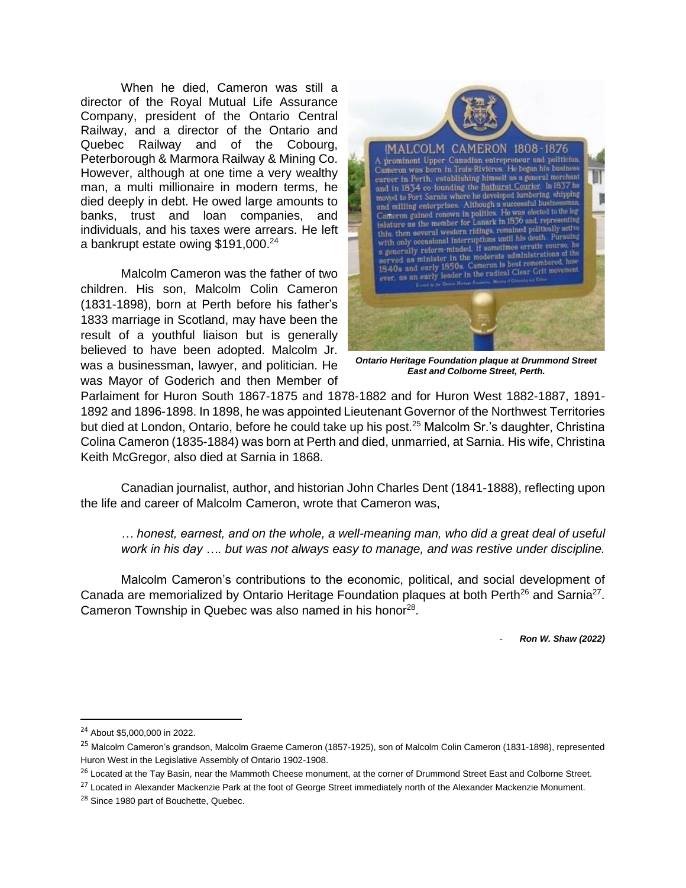When he died, Cameron was still a director of the Royal Mutual Life Assurance Company, president of the Ontario Central Railway, and a director of the Ontario and Quebec Railway and of the Cobourg, Peterborough & Marmora Railway & Mining Co. However, although at one time a very wealthy man, a multi millionaire in modern terms, he died deeply in debt. He owed large amounts to banks, trust and loan companies, and individuals, and his taxes were arrears. He left a bankrupt estate owing $191,000.[24]

Malcolm Cameron was the father of two children. His son, Malcolm Colin Cameron (1831-1898), born at Perth before his father's 1833 marriage in Scotland, may have been the result of a youthful liaison but is generally believed to have been adopted. Malcolm Jr. was a businessman, lawyer, and politician. He was Mayor of Goderich and then Member of Parliament for Huron South 1867-1875 and 1878-1882 and for Huron West 1882-1887, 1891-1892 and 1896-1898. In 1898, he was appointed Lieutenant Governor of the Northwest Territories but died at London, Ontario, before he could take up his post.[25] Malcolm Sr.'s daughter, Christina Colina Cameron (1835-1884) was born at Perth and died, unmarried, at Sarnia. His wife, Christina Keith McGregor, also died at Sarnia in 1868.

MALCOLM CAMERON 1808-1876

A prominent Upper Canadian entrepreneur and politician, Cameron was born in Trois-Rivières. He began his business career in Perth, establishing himself as a general merchant and in 1834 co-founding the Bathurst Courier. In 1837 he moved to Port Sarnia where he developed lumbering, shipping and milling enterprises. Although a successful businessman, Cameron gained renown in politics. He was elected to the legislature as the member for Lanark in 1836 and, representing this, then several western ridings, remained politically active with only occasional interruptions until his death. Pursuing a generally reform-minded, if sometimes erratic course, he served as minister in the moderate administrations of the 1840s and early 1850s. Cameron is best remembered, however, as an early leader in the radical Clear Grit movement.

*Ontario Heritage Foundation plaque at Drummond Street East and Colborne Street, Perth.*

Canadian journalist, author, and historian John Charles Dent (1841-1888), reflecting upon the life and career of Malcolm Cameron, wrote that Cameron was,

> *… honest, earnest, and on the whole, a well-meaning man, who did a great deal of useful work in his day …. but was not always easy to manage, and was restive under discipline.*

Malcolm Cameron's contributions to the economic, political, and social development of Canada are memorialized by Ontario Heritage Foundation plaques at both Perth[26] and Sarnia[27]. Cameron Township in Quebec was also named in his honor[28].

- ***Ron W. Shaw (2022)***

---

[24] About $5,000,000 in 2022.

[25] Malcolm Cameron's grandson, Malcolm Graeme Cameron (1857-1925), son of Malcolm Colin Cameron (1831-1898), represented Huron West in the Legislative Assembly of Ontario 1902-1908.

[26] Located at the Tay Basin, near the Mammoth Cheese monument, at the corner of Drummond Street East and Colborne Street.

[27] Located in Alexander Mackenzie Park at the foot of George Street immediately north of the Alexander Mackenzie Monument.

[28] Since 1980 part of Bouchette, Quebec.